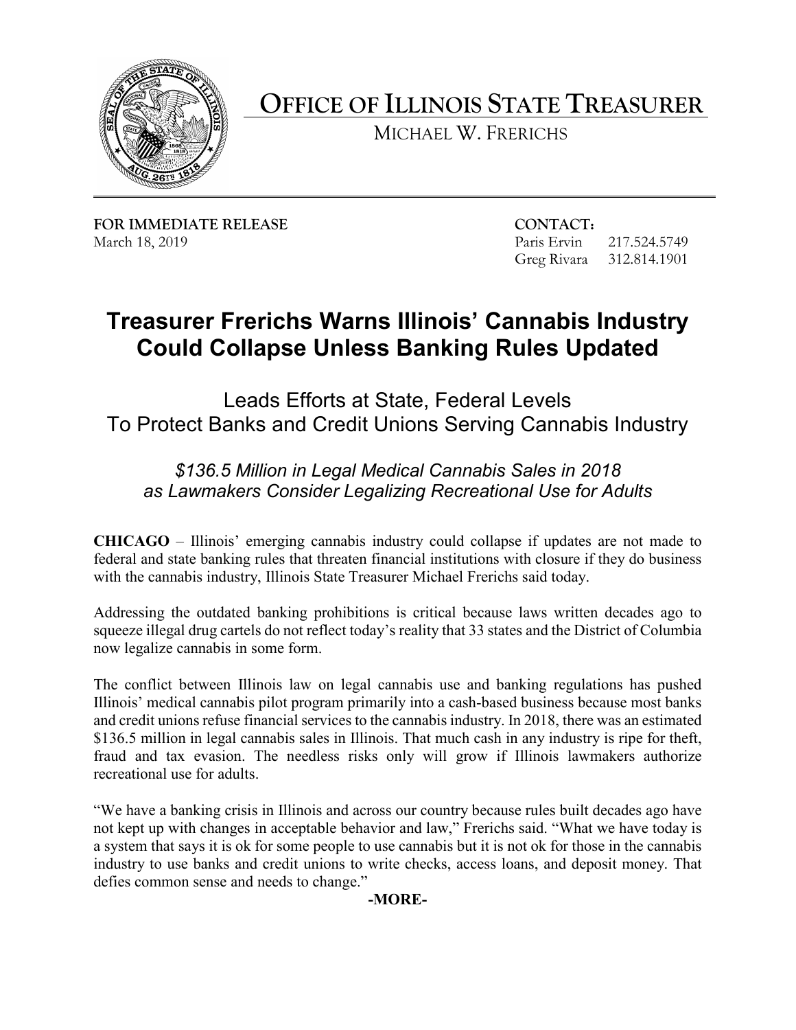**OFFICE OF ILLINOIS STATE TREASURER**

MICHAEL W. FRERICHS

**FOR IMMEDIATE RELEASE**
March 18, 2019

**CONTACT:**
Paris Ervin 217.524.5749
Greg Rivara 312.814.1901

# Treasurer Frerichs Warns Illinois' Cannabis Industry Could Collapse Unless Banking Rules Updated

## Leads Efforts at State, Federal Levels To Protect Banks and Credit Unions Serving Cannabis Industry

### *$136.5 Million in Legal Medical Cannabis Sales in 2018 as Lawmakers Consider Legalizing Recreational Use for Adults*

**CHICAGO** – Illinois' emerging cannabis industry could collapse if updates are not made to federal and state banking rules that threaten financial institutions with closure if they do business with the cannabis industry, Illinois State Treasurer Michael Frerichs said today.

Addressing the outdated banking prohibitions is critical because laws written decades ago to squeeze illegal drug cartels do not reflect today's reality that 33 states and the District of Columbia now legalize cannabis in some form.

The conflict between Illinois law on legal cannabis use and banking regulations has pushed Illinois' medical cannabis pilot program primarily into a cash-based business because most banks and credit unions refuse financial services to the cannabis industry. In 2018, there was an estimated $136.5 million in legal cannabis sales in Illinois. That much cash in any industry is ripe for theft, fraud and tax evasion. The needless risks only will grow if Illinois lawmakers authorize recreational use for adults.

"We have a banking crisis in Illinois and across our country because rules built decades ago have not kept up with changes in acceptable behavior and law," Frerichs said. "What we have today is a system that says it is ok for some people to use cannabis but it is not ok for those in the cannabis industry to use banks and credit unions to write checks, access loans, and deposit money. That defies common sense and needs to change."

**-MORE-**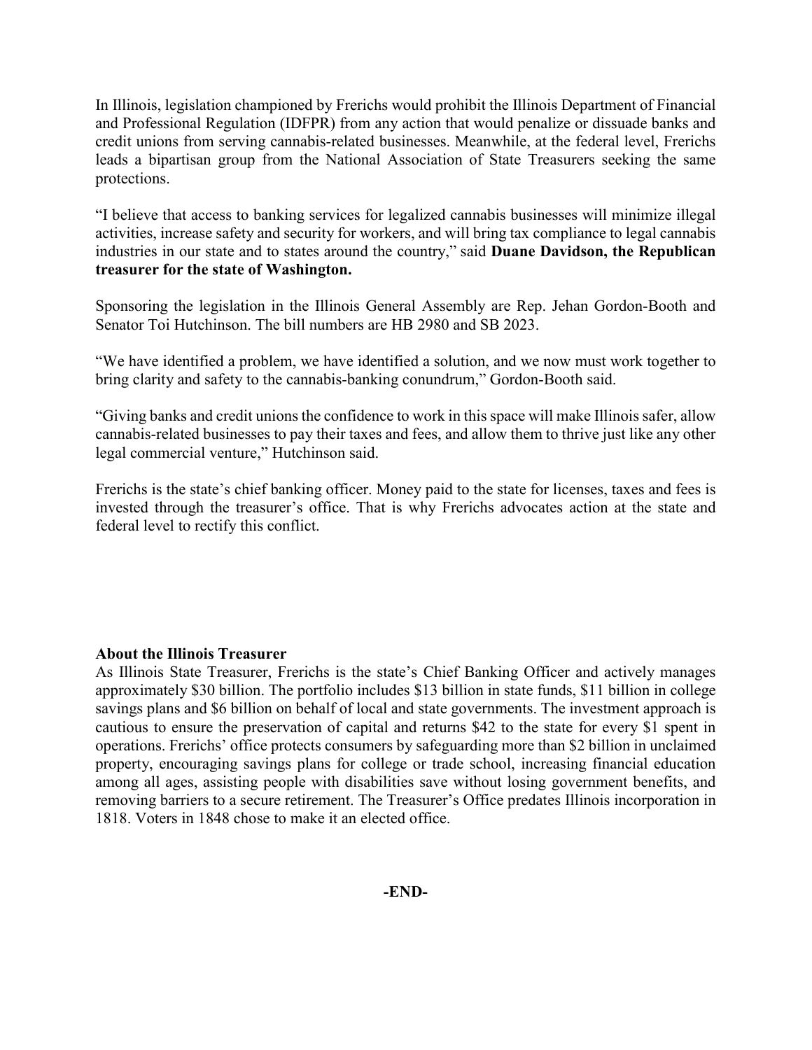In Illinois, legislation championed by Frerichs would prohibit the Illinois Department of Financial and Professional Regulation (IDFPR) from any action that would penalize or dissuade banks and credit unions from serving cannabis-related businesses. Meanwhile, at the federal level, Frerichs leads a bipartisan group from the National Association of State Treasurers seeking the same protections.

"I believe that access to banking services for legalized cannabis businesses will minimize illegal activities, increase safety and security for workers, and will bring tax compliance to legal cannabis industries in our state and to states around the country," said **Duane Davidson, the Republican treasurer for the state of Washington.**

Sponsoring the legislation in the Illinois General Assembly are Rep. Jehan Gordon-Booth and Senator Toi Hutchinson. The bill numbers are HB 2980 and SB 2023.

"We have identified a problem, we have identified a solution, and we now must work together to bring clarity and safety to the cannabis-banking conundrum," Gordon-Booth said.

"Giving banks and credit unions the confidence to work in this space will make Illinois safer, allow cannabis-related businesses to pay their taxes and fees, and allow them to thrive just like any other legal commercial venture," Hutchinson said.

Frerichs is the state's chief banking officer. Money paid to the state for licenses, taxes and fees is invested through the treasurer's office. That is why Frerichs advocates action at the state and federal level to rectify this conflict.

**About the Illinois Treasurer**

As Illinois State Treasurer, Frerichs is the state's Chief Banking Officer and actively manages approximately $30 billion. The portfolio includes $13 billion in state funds, $11 billion in college savings plans and $6 billion on behalf of local and state governments. The investment approach is cautious to ensure the preservation of capital and returns $42 to the state for every $1 spent in operations. Frerichs' office protects consumers by safeguarding more than $2 billion in unclaimed property, encouraging savings plans for college or trade school, increasing financial education among all ages, assisting people with disabilities save without losing government benefits, and removing barriers to a secure retirement. The Treasurer's Office predates Illinois incorporation in 1818. Voters in 1848 chose to make it an elected office.

**-END-**